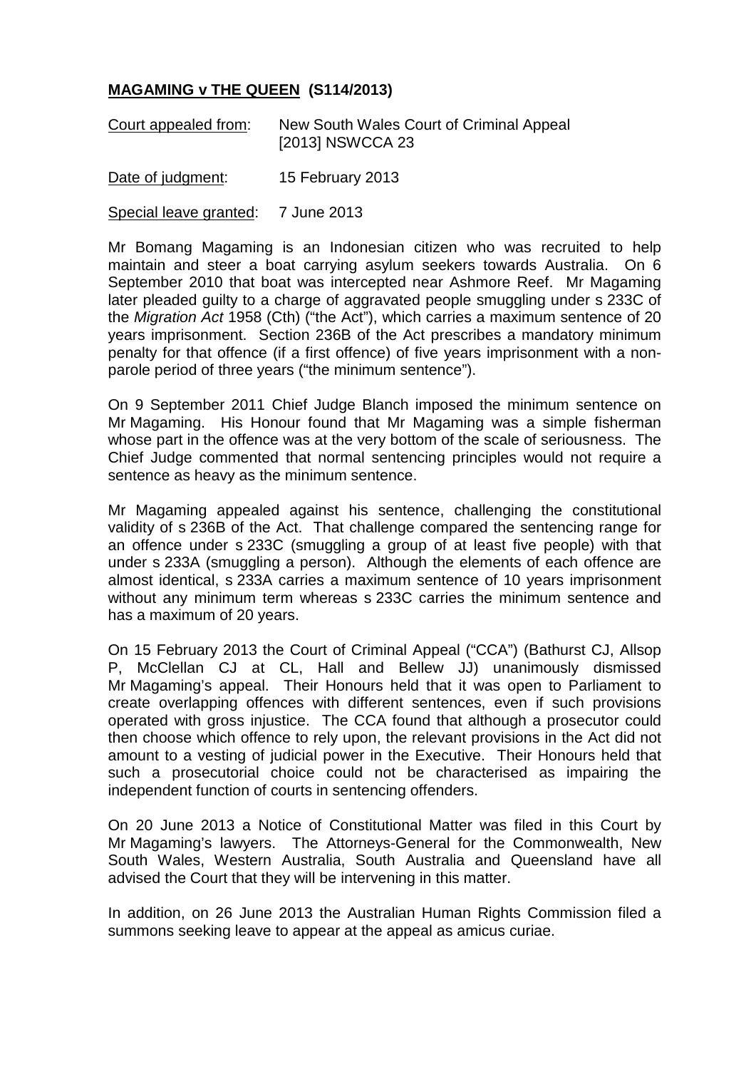## **MAGAMING v THE QUEEN (S114/2013)**

Court appealed from: New South Wales Court of Criminal Appeal [2013] NSWCCA 23

Date of judgment: 15 February 2013

Special leave granted: 7 June 2013

Mr Bomang Magaming is an Indonesian citizen who was recruited to help maintain and steer a boat carrying asylum seekers towards Australia. On 6 September 2010 that boat was intercepted near Ashmore Reef. Mr Magaming later pleaded guilty to a charge of aggravated people smuggling under s 233C of the *Migration Act* 1958 (Cth) ("the Act"), which carries a maximum sentence of 20 years imprisonment. Section 236B of the Act prescribes a mandatory minimum penalty for that offence (if a first offence) of five years imprisonment with a non-parole period of three years ("the minimum sentence").

On 9 September 2011 Chief Judge Blanch imposed the minimum sentence on Mr Magaming. His Honour found that Mr Magaming was a simple fisherman whose part in the offence was at the very bottom of the scale of seriousness. The Chief Judge commented that normal sentencing principles would not require a sentence as heavy as the minimum sentence.

Mr Magaming appealed against his sentence, challenging the constitutional validity of s 236B of the Act. That challenge compared the sentencing range for an offence under s 233C (smuggling a group of at least five people) with that under s 233A (smuggling a person). Although the elements of each offence are almost identical, s 233A carries a maximum sentence of 10 years imprisonment without any minimum term whereas s 233C carries the minimum sentence and has a maximum of 20 years.

On 15 February 2013 the Court of Criminal Appeal ("CCA") (Bathurst CJ, Allsop P, McClellan CJ at CL, Hall and Bellew JJ) unanimously dismissed Mr Magaming's appeal. Their Honours held that it was open to Parliament to create overlapping offences with different sentences, even if such provisions operated with gross injustice. The CCA found that although a prosecutor could then choose which offence to rely upon, the relevant provisions in the Act did not amount to a vesting of judicial power in the Executive. Their Honours held that such a prosecutorial choice could not be characterised as impairing the independent function of courts in sentencing offenders.

On 20 June 2013 a Notice of Constitutional Matter was filed in this Court by Mr Magaming's lawyers. The Attorneys-General for the Commonwealth, New South Wales, Western Australia, South Australia and Queensland have all advised the Court that they will be intervening in this matter.

In addition, on 26 June 2013 the Australian Human Rights Commission filed a summons seeking leave to appear at the appeal as amicus curiae.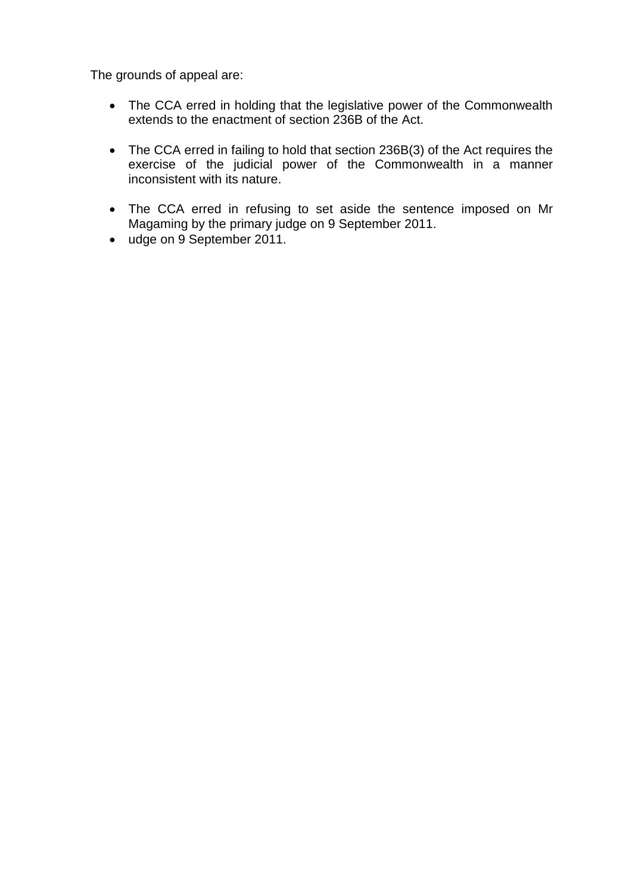The grounds of appeal are:

- The CCA erred in holding that the legislative power of the Commonwealth extends to the enactment of section 236B of the Act.
- The CCA erred in failing to hold that section 236B(3) of the Act requires the exercise of the judicial power of the Commonwealth in a manner inconsistent with its nature.
- The CCA erred in refusing to set aside the sentence imposed on Mr Magaming by the primary judge on 9 September 2011.
- udge on 9 September 2011.